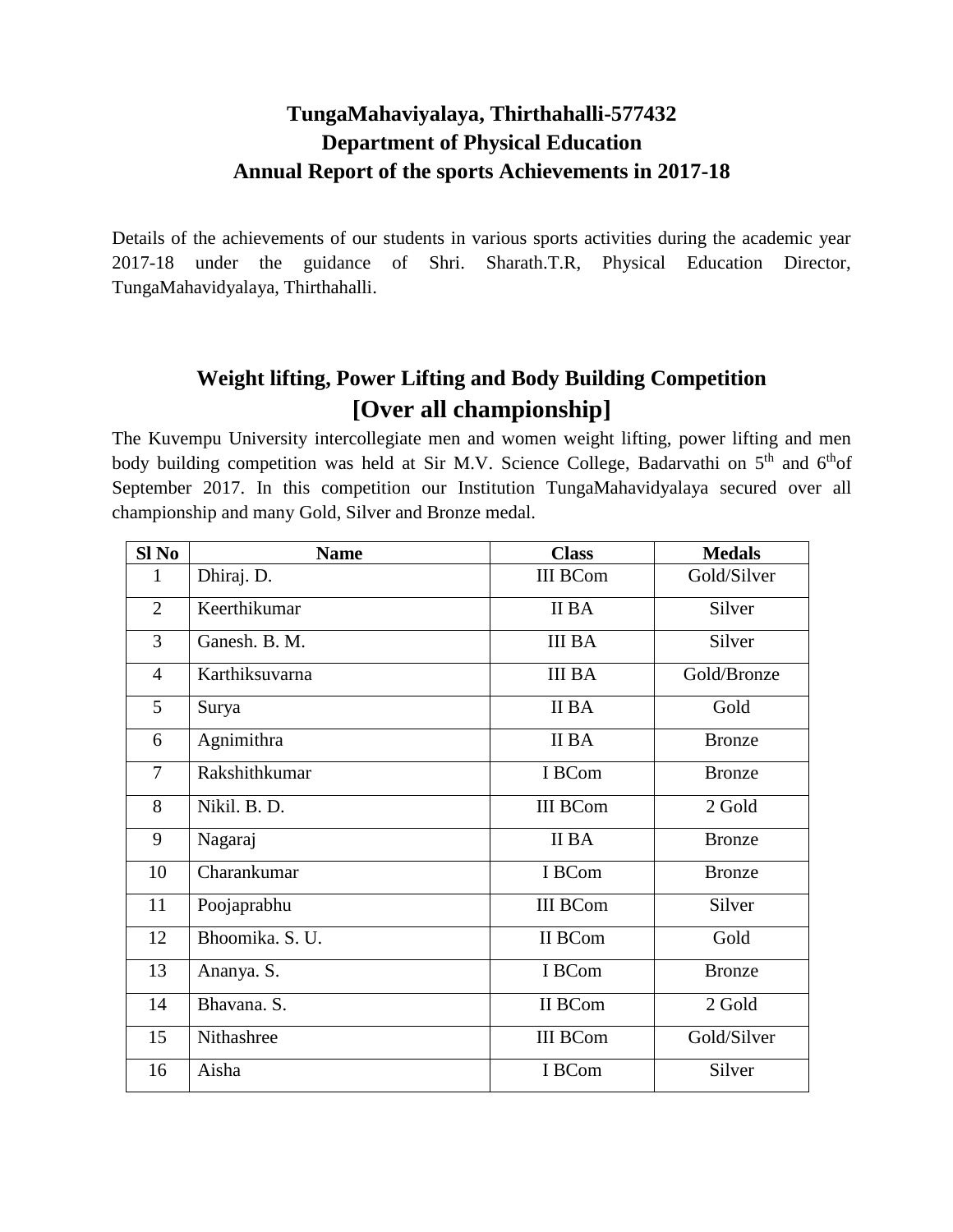# TungaMahaviyalaya, Thirthahalli-577432
## Department of Physical Education
## Annual Report of the sports Achievements in 2017-18

Details of the achievements of our students in various sports activities during the academic year 2017-18 under the guidance of Shri. Sharath.T.R, Physical Education Director, TungaMahavidyalaya, Thirthahalli.

## Weight lifting, Power Lifting and Body Building Competition
## [Over all championship]

The Kuvempu University intercollegiate men and women weight lifting, power lifting and men body building competition was held at Sir M.V. Science College, Badarvathi on 5th and 6th of September 2017. In this competition our Institution TungaMahavidyalaya secured over all championship and many Gold, Silver and Bronze medal.

| Sl No | Name | Class | Medals |
|---|---|---|---|
| 1 | Dhiraj. D. | III BCom | Gold/Silver |
| 2 | Keerthikumar | II BA | Silver |
| 3 | Ganesh. B. M. | III BA | Silver |
| 4 | Karthiksuvarna | III BA | Gold/Bronze |
| 5 | Surya | II BA | Gold |
| 6 | Agnimithra | II BA | Bronze |
| 7 | Rakshithkumar | I BCom | Bronze |
| 8 | Nikil. B. D. | III BCom | 2 Gold |
| 9 | Nagaraj | II BA | Bronze |
| 10 | Charankumar | I BCom | Bronze |
| 11 | Poojaprabhu | III BCom | Silver |
| 12 | Bhoomika. S. U. | II BCom | Gold |
| 13 | Ananya. S. | I BCom | Bronze |
| 14 | Bhavana. S. | II BCom | 2 Gold |
| 15 | Nithashree | III BCom | Gold/Silver |
| 16 | Aisha | I BCom | Silver |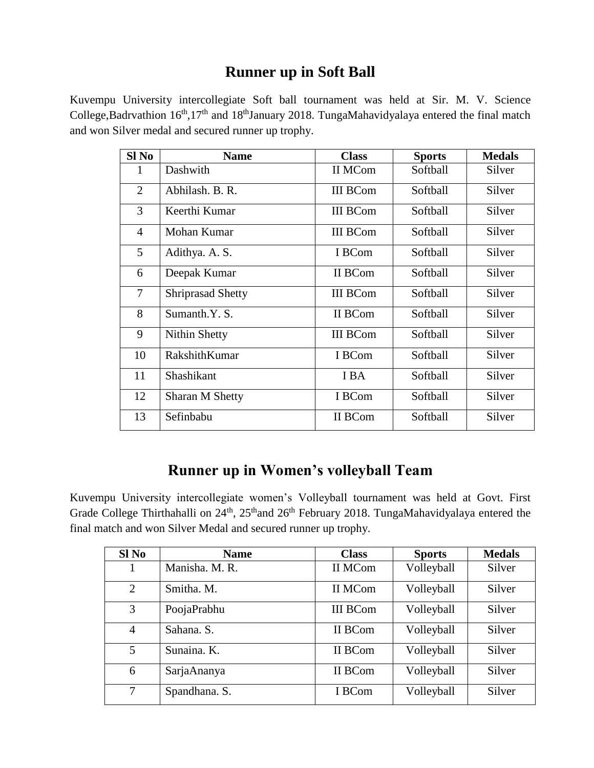## Runner up in Soft Ball

Kuvempu University intercollegiate Soft ball tournament was held at Sir. M. V. Science College,Badrvathion 16th,17th and 18thJanuary 2018. TungaMahavidyalaya entered the final match and won Silver medal and secured runner up trophy.

| Sl No | Name | Class | Sports | Medals |
|---|---|---|---|---|
| 1 | Dashwith | II MCom | Softball | Silver |
| 2 | Abhilash. B. R. | III BCom | Softball | Silver |
| 3 | Keerthi Kumar | III BCom | Softball | Silver |
| 4 | Mohan Kumar | III BCom | Softball | Silver |
| 5 | Adithya. A. S. | I BCom | Softball | Silver |
| 6 | Deepak Kumar | II BCom | Softball | Silver |
| 7 | Shriprasad Shetty | III BCom | Softball | Silver |
| 8 | Sumanth.Y. S. | II BCom | Softball | Silver |
| 9 | Nithin Shetty | III BCom | Softball | Silver |
| 10 | RakshithKumar | I BCom | Softball | Silver |
| 11 | Shashikant | I BA | Softball | Silver |
| 12 | Sharan M Shetty | I BCom | Softball | Silver |
| 13 | Sefinbabu | II BCom | Softball | Silver |

## Runner up in Women's volleyball Team

Kuvempu University intercollegiate women's Volleyball tournament was held at Govt. First Grade College Thirthahalli on 24th, 25thand 26th February 2018. TungaMahavidyalaya entered the final match and won Silver Medal and secured runner up trophy.

| Sl No | Name | Class | Sports | Medals |
|---|---|---|---|---|
| 1 | Manisha. M. R. | II MCom | Volleyball | Silver |
| 2 | Smitha. M. | II MCom | Volleyball | Silver |
| 3 | PoojaPrabhu | III BCom | Volleyball | Silver |
| 4 | Sahana. S. | II BCom | Volleyball | Silver |
| 5 | Sunaina. K. | II BCom | Volleyball | Silver |
| 6 | SarjaAnanya | II BCom | Volleyball | Silver |
| 7 | Spandhana. S. | I BCom | Volleyball | Silver |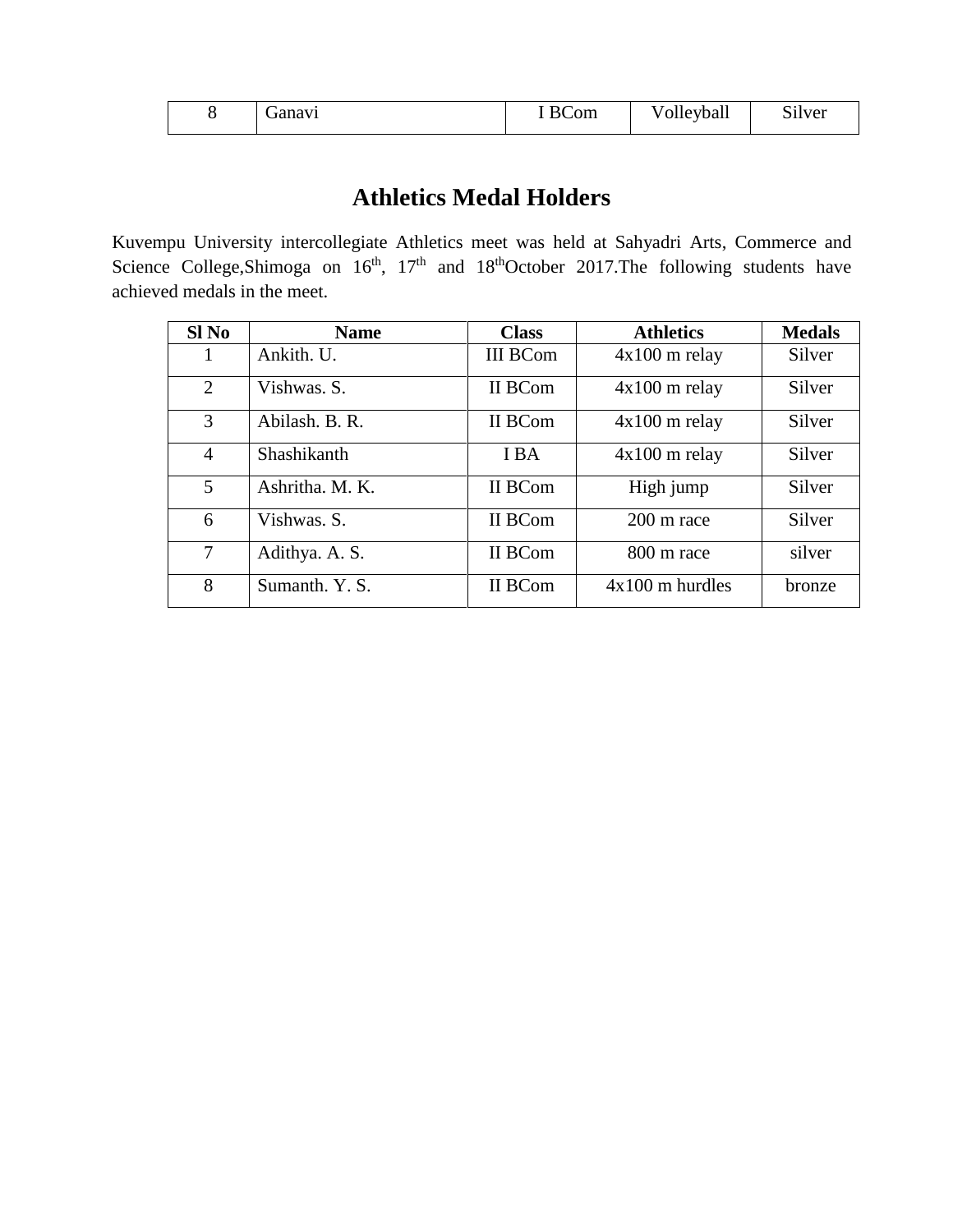| | | | | |
|---|---|---|---|---|
| 8 | Ganavi | I BCom | Volleyball | Silver |

## Athletics Medal Holders

Kuvempu University intercollegiate Athletics meet was held at Sahyadri Arts, Commerce and Science College,Shimoga on 16th, 17th and 18thOctober 2017.The following students have achieved medals in the meet.

| Sl No | Name | Class | Athletics | Medals |
|---|---|---|---|---|
| 1 | Ankith. U. | III BCom | 4x100 m relay | Silver |
| 2 | Vishwas. S. | II BCom | 4x100 m relay | Silver |
| 3 | Abilash. B. R. | II BCom | 4x100 m relay | Silver |
| 4 | Shashikanth | I BA | 4x100 m relay | Silver |
| 5 | Ashritha. M. K. | II BCom | High jump | Silver |
| 6 | Vishwas. S. | II BCom | 200 m race | Silver |
| 7 | Adithya. A. S. | II BCom | 800 m race | silver |
| 8 | Sumanth. Y. S. | II BCom | 4x100 m hurdles | bronze |